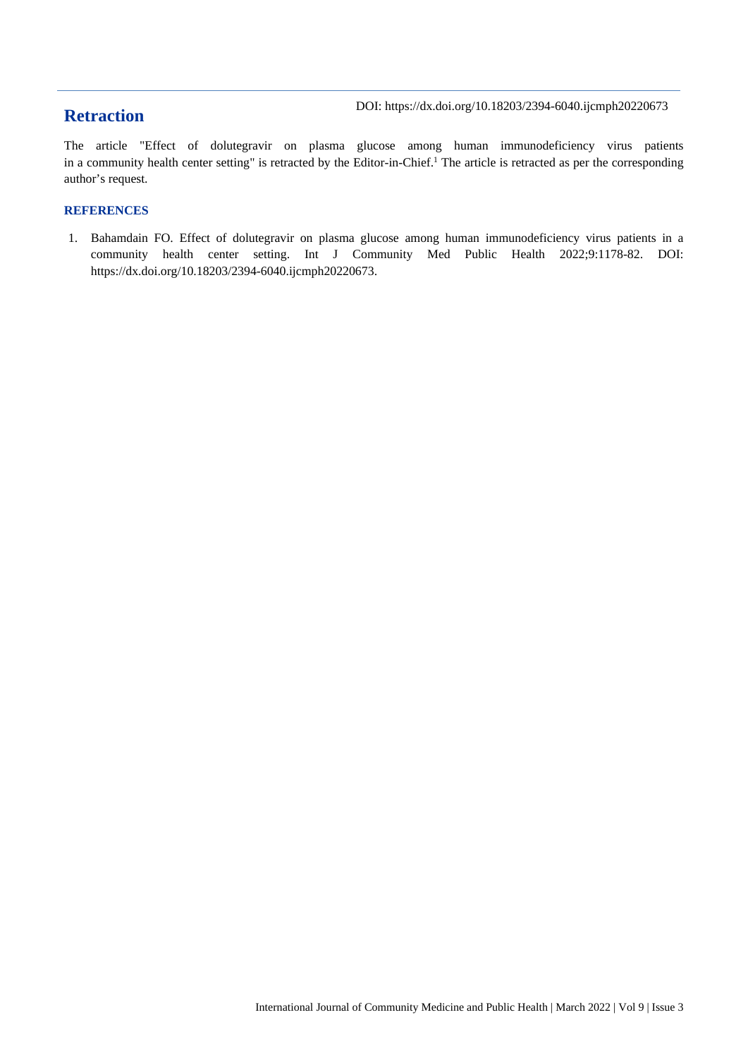DOI: https://dx.doi.org/10.18203/2394-6040.ijcmph20220673

# Retraction

The article "Effect of dolutegravir on plasma glucose among human immunodeficiency virus patients in a community health center setting" is retracted by the Editor-in-Chief.[1] The article is retracted as per the corresponding author's request.

## REFERENCES

1. Bahamdain FO. Effect of dolutegravir on plasma glucose among human immunodeficiency virus patients in a community health center setting. Int J Community Med Public Health 2022;9:1178-82. DOI: https://dx.doi.org/10.18203/2394-6040.ijcmph20220673.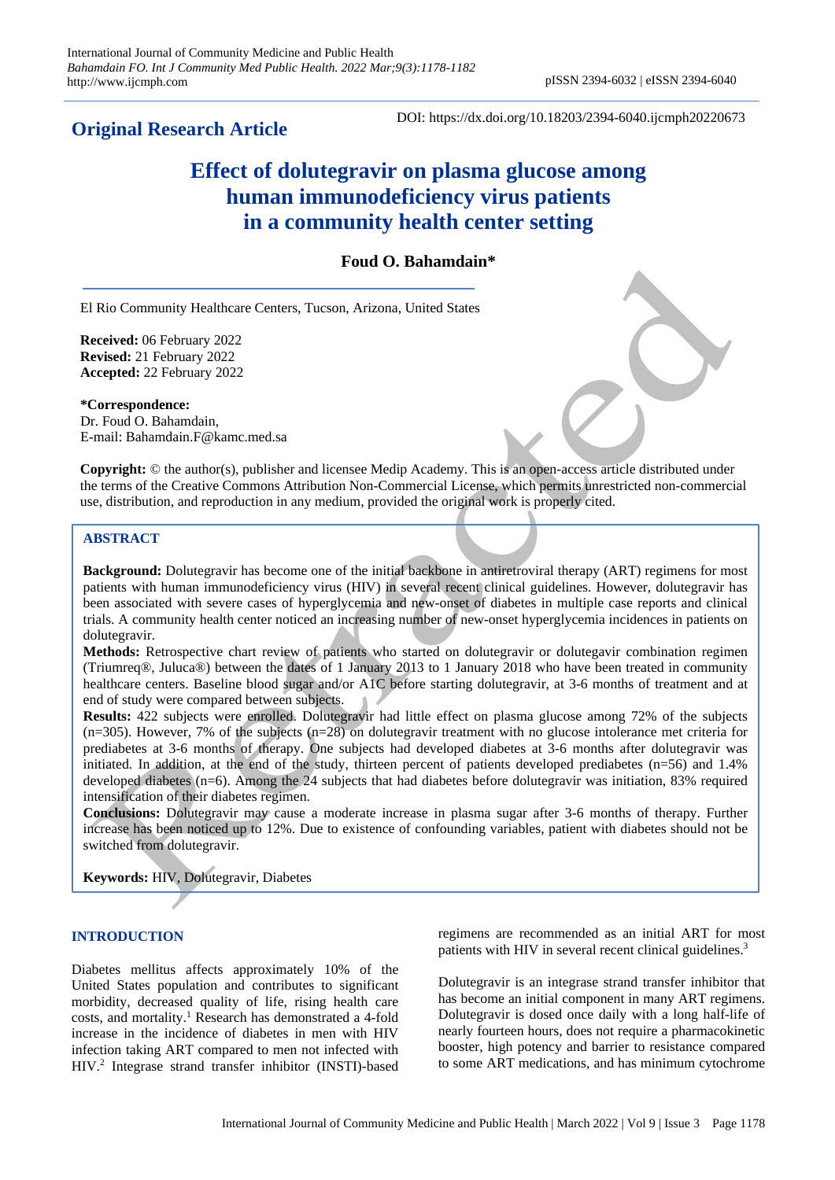## Original Research Article

DOI: https://dx.doi.org/10.18203/2394-6040.ijcmph20220673

# Effect of dolutegravir on plasma glucose among human immunodeficiency virus patients in a community health center setting

**Foud O. Bahamdain***

El Rio Community Healthcare Centers, Tucson, Arizona, United States

**Received:** 06 February 2022
**Revised:** 21 February 2022
**Accepted:** 22 February 2022

***Correspondence:**
Dr. Foud O. Bahamdain,
E-mail: Bahamdain.F@kamc.med.sa

**Copyright:** © the author(s), publisher and licensee Medip Academy. This is an open-access article distributed under the terms of the Creative Commons Attribution Non-Commercial License, which permits unrestricted non-commercial use, distribution, and reproduction in any medium, provided the original work is properly cited.

## ABSTRACT

**Background:** Dolutegravir has become one of the initial backbone in antiretroviral therapy (ART) regimens for most patients with human immunodeficiency virus (HIV) in several recent clinical guidelines. However, dolutegravir has been associated with severe cases of hyperglycemia and new-onset of diabetes in multiple case reports and clinical trials. A community health center noticed an increasing number of new-onset hyperglycemia incidences in patients on dolutegravir.

**Methods:** Retrospective chart review of patients who started on dolutegravir or dolutegavir combination regimen (Triumreq®, Juluca®) between the dates of 1 January 2013 to 1 January 2018 who have been treated in community healthcare centers. Baseline blood sugar and/or A1C before starting dolutegravir, at 3-6 months of treatment and at end of study were compared between subjects.

**Results:** 422 subjects were enrolled. Dolutegravir had little effect on plasma glucose among 72% of the subjects (n=305). However, 7% of the subjects (n=28) on dolutegravir treatment with no glucose intolerance met criteria for prediabetes at 3-6 months of therapy. One subjects had developed diabetes at 3-6 months after dolutegravir was initiated. In addition, at the end of the study, thirteen percent of patients developed prediabetes (n=56) and 1.4% developed diabetes (n=6). Among the 24 subjects that had diabetes before dolutegravir was initiation, 83% required intensification of their diabetes regimen.

**Conclusions:** Dolutegravir may cause a moderate increase in plasma sugar after 3-6 months of therapy. Further increase has been noticed up to 12%. Due to existence of confounding variables, patient with diabetes should not be switched from dolutegravir.

**Keywords:** HIV, Dolutegravir, Diabetes

## INTRODUCTION

Diabetes mellitus affects approximately 10% of the United States population and contributes to significant morbidity, decreased quality of life, rising health care costs, and mortality.[1] Research has demonstrated a 4-fold increase in the incidence of diabetes in men with HIV infection taking ART compared to men not infected with HIV.[2] Integrase strand transfer inhibitor (INSTI)-based regimens are recommended as an initial ART for most patients with HIV in several recent clinical guidelines.[3]

Dolutegravir is an integrase strand transfer inhibitor that has become an initial component in many ART regimens. Dolutegravir is dosed once daily with a long half-life of nearly fourteen hours, does not require a pharmacokinetic booster, high potency and barrier to resistance compared to some ART medications, and has minimum cytochrome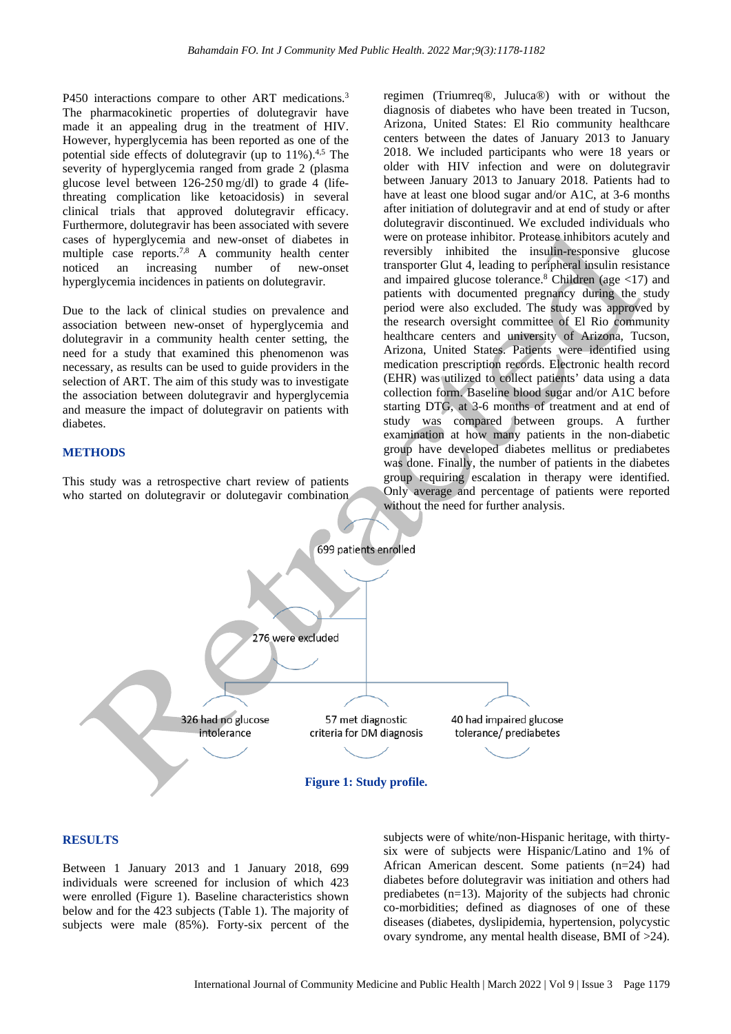P450 interactions compare to other ART medications.[3] The pharmacokinetic properties of dolutegravir have made it an appealing drug in the treatment of HIV. However, hyperglycemia has been reported as one of the potential side effects of dolutegravir (up to 11%).[4,5] The severity of hyperglycemia ranged from grade 2 (plasma glucose level between 126-250 mg/dl) to grade 4 (life-threating complication like ketoacidosis) in several clinical trials that approved dolutegravir efficacy. Furthermore, dolutegravir has been associated with severe cases of hyperglycemia and new-onset of diabetes in multiple case reports.[7,8] A community health center noticed an increasing number of new-onset hyperglycemia incidences in patients on dolutegravir.

Due to the lack of clinical studies on prevalence and association between new-onset of hyperglycemia and dolutegravir in a community health center setting, the need for a study that examined this phenomenon was necessary, as results can be used to guide providers in the selection of ART. The aim of this study was to investigate the association between dolutegravir and hyperglycemia and measure the impact of dolutegravir on patients with diabetes.

## METHODS

This study was a retrospective chart review of patients who started on dolutegravir or dolutegavir combination regimen (Triumreq®, Juluca®) with or without the diagnosis of diabetes who have been treated in Tucson, Arizona, United States: El Rio community healthcare centers between the dates of January 2013 to January 2018. We included participants who were 18 years or older with HIV infection and were on dolutegravir between January 2013 to January 2018. Patients had to have at least one blood sugar and/or A1C, at 3-6 months after initiation of dolutegravir and at end of study or after dolutegravir discontinued. We excluded individuals who were on protease inhibitor. Protease inhibitors acutely and reversibly inhibited the insulin-responsive glucose transporter Glut 4, leading to peripheral insulin resistance and impaired glucose tolerance.[8] Children (age <17) and patients with documented pregnancy during the study period were also excluded. The study was approved by the research oversight committee of El Rio community healthcare centers and university of Arizona, Tucson, Arizona, United States. Patients were identified using medication prescription records. Electronic health record (EHR) was utilized to collect patients' data using a data collection form. Baseline blood sugar and/or A1C before starting DTG, at 3-6 months of treatment and at end of study was compared between groups. A further examination at how many patients in the non-diabetic group have developed diabetes mellitus or prediabetes was done. Finally, the number of patients in the diabetes group requiring escalation in therapy were identified. Only average and percentage of patients were reported without the need for further analysis.

699 patients enrolled

276 were excluded

326 had no glucose intolerance

57 met diagnostic criteria for DM diagnosis

40 had impaired glucose tolerance/ prediabetes

**Figure 1: Study profile.**

## RESULTS

Between 1 January 2013 and 1 January 2018, 699 individuals were screened for inclusion of which 423 were enrolled (Figure 1). Baseline characteristics shown below and for the 423 subjects (Table 1). The majority of subjects were male (85%). Forty-six percent of the subjects were of white/non-Hispanic heritage, with thirty-six were of subjects were Hispanic/Latino and 1% of African American descent. Some patients (n=24) had diabetes before dolutegravir was initiation and others had prediabetes (n=13). Majority of the subjects had chronic co-morbidities; defined as diagnoses of one of these diseases (diabetes, dyslipidemia, hypertension, polycystic ovary syndrome, any mental health disease, BMI of >24).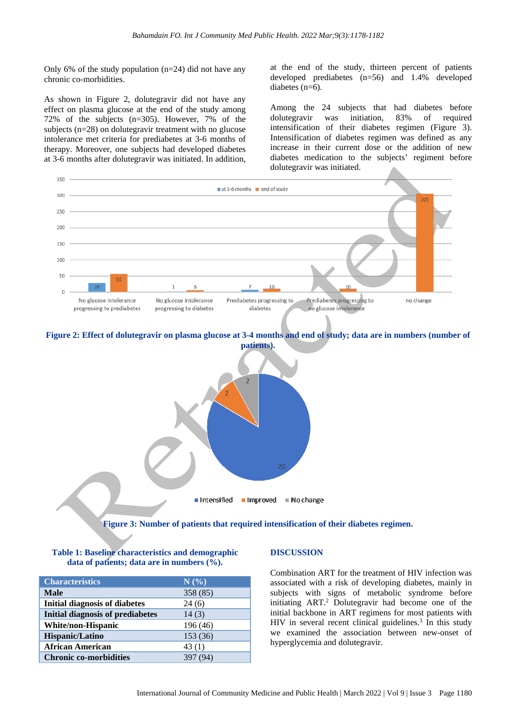Only 6% of the study population (n=24) did not have any chronic co-morbidities.

As shown in Figure 2, dolutegravir did not have any effect on plasma glucose at the end of the study among 72% of the subjects (n=305). However, 7% of the subjects (n=28) on dolutegravir treatment with no glucose intolerance met criteria for prediabetes at 3-6 months of therapy. Moreover, one subjects had developed diabetes at 3-6 months after dolutegravir was initiated. In addition, at the end of the study, thirteen percent of patients developed prediabetes (n=56) and 1.4% developed diabetes (n=6).

Among the 24 subjects that had diabetes before dolutegravir was initiation, 83% of required intensification of their diabetes regimen (Figure 3). Intensification of diabetes regimen was defined as any increase in their current dose or the addition of new diabetes medication to the subjects' regimen before dolutegravir was initiated.

**Figure 2: Effect of dolutegravir on plasma glucose at 3-4 months and end of study; data are in numbers (number of patients).**

**Figure 3: Number of patients that required intensification of their diabetes regimen.**

**Table 1: Baseline characteristics and demographic data of patients; data are in numbers (%).**

| Characteristics | N (%) |
|---|---|
| **Male** | 358 (85) |
| **Initial diagnosis of diabetes** | 24 (6) |
| **Initial diagnosis of prediabetes** | 14 (3) |
| **White/non-Hispanic** | 196 (46) |
| **Hispanic/Latino** | 153 (36) |
| **African American** | 43 (1) |
| **Chronic co-morbidities** | 397 (94) |

## DISCUSSION

Combination ART for the treatment of HIV infection was associated with a risk of developing diabetes, mainly in subjects with signs of metabolic syndrome before initiating ART.[2] Dolutegravir had become one of the initial backbone in ART regimens for most patients with HIV in several recent clinical guidelines.[3] In this study we examined the association between new-onset of hyperglycemia and dolutegravir.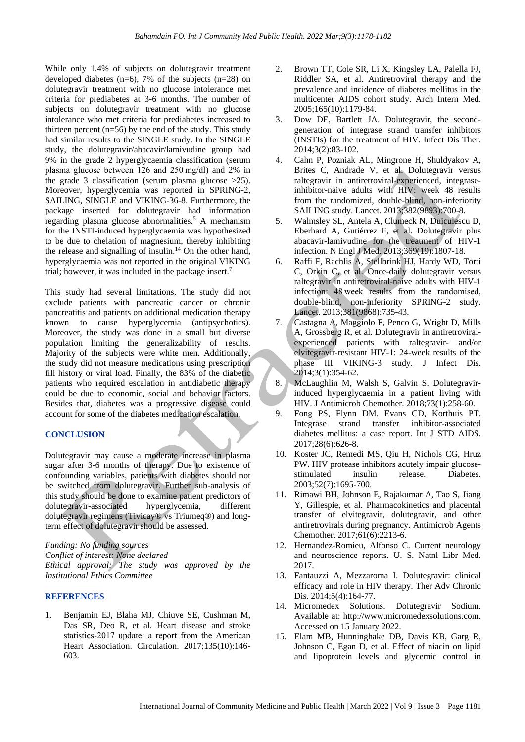While only 1.4% of subjects on dolutegravir treatment developed diabetes (n=6), 7% of the subjects (n=28) on dolutegravir treatment with no glucose intolerance met criteria for prediabetes at 3-6 months. The number of subjects on dolutegravir treatment with no glucose intolerance who met criteria for prediabetes increased to thirteen percent (n=56) by the end of the study. This study had similar results to the SINGLE study. In the SINGLE study, the dolutegravir/abacavir/lamivudine group had 9% in the grade 2 hyperglycaemia classification (serum plasma glucose between 126 and 250 mg/dl) and 2% in the grade 3 classification (serum plasma glucose >25). Moreover, hyperglycemia was reported in SPRING-2, SAILING, SINGLE and VIKING-36-8. Furthermore, the package inserted for dolutegravir had information regarding plasma glucose abnormalities.[5] A mechanism for the INSTI-induced hyperglycaemia was hypothesized to be due to chelation of magnesium, thereby inhibiting the release and signalling of insulin.[14] On the other hand, hyperglycaemia was not reported in the original VIKING trial; however, it was included in the package insert.[7]

This study had several limitations. The study did not exclude patients with pancreatic cancer or chronic pancreatitis and patients on additional medication therapy known to cause hyperglycemia (antipsychotics). Moreover, the study was done in a small but diverse population limiting the generalizability of results. Majority of the subjects were white men. Additionally, the study did not measure medications using prescription fill history or viral load. Finally, the 83% of the diabetic patients who required escalation in antidiabetic therapy could be due to economic, social and behavior factors. Besides that, diabetes was a progressive disease could account for some of the diabetes medication escalation.

## CONCLUSION

Dolutegravir may cause a moderate increase in plasma sugar after 3-6 months of therapy. Due to existence of confounding variables, patients with diabetes should not be switched from dolutegravir. Further sub-analysis of this study should be done to examine patient predictors of dolutegravir-associated hyperglycemia, different dolutegravir regimens (Tivicay® vs Triumeq®) and long-term effect of dolutegravir should be assessed.

*Funding: No funding sources*
*Conflict of interest: None declared*
*Ethical approval: The study was approved by the Institutional Ethics Committee*

## REFERENCES

1. Benjamin EJ, Blaha MJ, Chiuve SE, Cushman M, Das SR, Deo R, et al. Heart disease and stroke statistics-2017 update: a report from the American Heart Association. Circulation. 2017;135(10):146-603.
2. Brown TT, Cole SR, Li X, Kingsley LA, Palella FJ, Riddler SA, et al. Antiretroviral therapy and the prevalence and incidence of diabetes mellitus in the multicenter AIDS cohort study. Arch Intern Med. 2005;165(10):1179-84.
3. Dow DE, Bartlett JA. Dolutegravir, the second-generation of integrase strand transfer inhibitors (INSTIs) for the treatment of HIV. Infect Dis Ther. 2014;3(2):83-102.
4. Cahn P, Pozniak AL, Mingrone H, Shuldyakov A, Brites C, Andrade V, et al. Dolutegravir versus raltegravir in antiretroviral-experienced, integrase-inhibitor-naive adults with HIV: week 48 results from the randomized, double-blind, non-inferiority SAILING study. Lancet. 2013;382(9893):700-8.
5. Walmsley SL, Antela A, Clumeck N, Duiculescu D, Eberhard A, Gutiérrez F, et al. Dolutegravir plus abacavir-lamivudine for the treatment of HIV-1 infection. N Engl J Med. 2013;369(19):1807-18.
6. Raffi F, Rachlis A, Stellbrink HJ, Hardy WD, Torti C, Orkin C, et al. Once-daily dolutegravir versus raltegravir in antiretroviral-naive adults with HIV-1 infection: 48 week results from the randomised, double-blind, non-inferiority SPRING-2 study. Lancet. 2013;381(9868):735-43.
7. Castagna A, Maggiolo F, Penco G, Wright D, Mills A, Grossberg R, et al. Dolutegravir in antiretroviral-experienced patients with raltegravir- and/or elvitegravir-resistant HIV-1: 24-week results of the phase III VIKING-3 study. J Infect Dis. 2014;3(1):354-62.
8. McLaughlin M, Walsh S, Galvin S. Dolutegravir-induced hyperglycaemia in a patient living with HIV. J Antimicrob Chemother. 2018;73(1):258-60.
9. Fong PS, Flynn DM, Evans CD, Korthuis PT. Integrase strand transfer inhibitor-associated diabetes mellitus: a case report. Int J STD AIDS. 2017;28(6):626-8.
10. Koster JC, Remedi MS, Qiu H, Nichols CG, Hruz PW. HIV protease inhibitors acutely impair glucose-stimulated insulin release. Diabetes. 2003;52(7):1695-700.
11. Rimawi BH, Johnson E, Rajakumar A, Tao S, Jiang Y, Gillespie, et al. Pharmacokinetics and placental transfer of elvitegravir, dolutegravir, and other antiretrovirals during pregnancy. Antimicrob Agents Chemother. 2017;61(6):2213-6.
12. Hernandez-Romieu, Alfonso C. Current neurology and neuroscience reports. U. S. Natnl Libr Med. 2017.
13. Fantauzzi A, Mezzaroma I. Dolutegravir: clinical efficacy and role in HIV therapy. Ther Adv Chronic Dis. 2014;5(4):164-77.
14. Micromedex Solutions. Dolutegravir Sodium. Available at: http://www.micromedexsolutions.com. Accessed on 15 January 2022.
15. Elam MB, Hunninghake DB, Davis KB, Garg R, Johnson C, Egan D, et al. Effect of niacin on lipid and lipoprotein levels and glycemic control in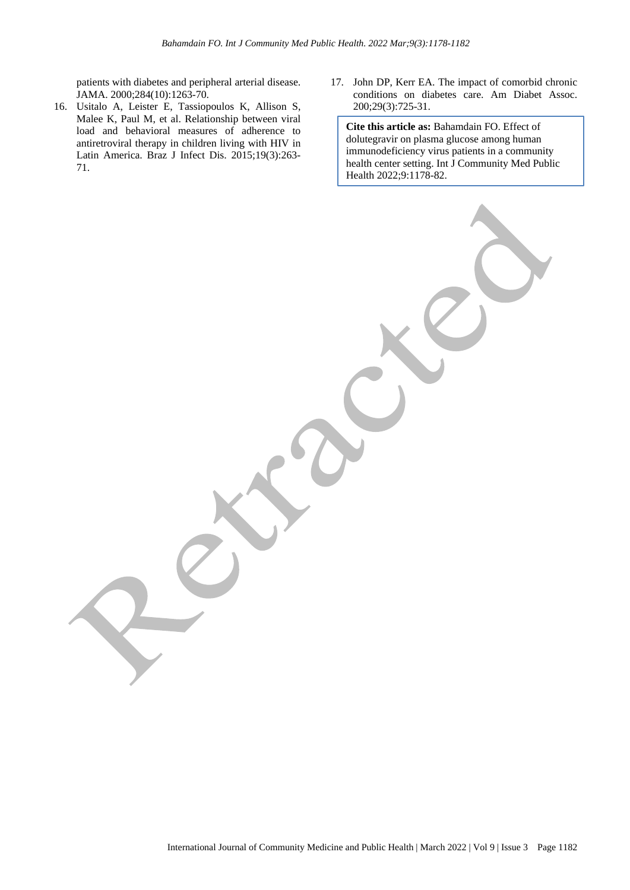patients with diabetes and peripheral arterial disease. JAMA. 2000;284(10):1263-70.

16. Usitalo A, Leister E, Tassiopoulos K, Allison S, Malee K, Paul M, et al. Relationship between viral load and behavioral measures of adherence to antiretroviral therapy in children living with HIV in Latin America. Braz J Infect Dis. 2015;19(3):263-71.
17. John DP, Kerr EA. The impact of comorbid chronic conditions on diabetes care. Am Diabet Assoc. 200;29(3):725-31.

**Cite this article as:** Bahamdain FO. Effect of dolutegravir on plasma glucose among human immunodeficiency virus patients in a community health center setting. Int J Community Med Public Health 2022;9:1178-82.

Retracted